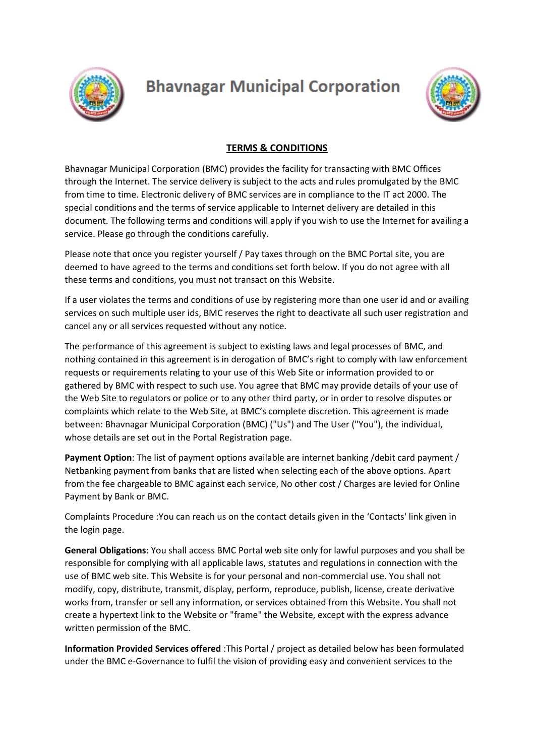# Bhavnagar Municipal Corporation

## TERMS & CONDITIONS

Bhavnagar Municipal Corporation (BMC) provides the facility for transacting with BMC Offices through the Internet. The service delivery is subject to the acts and rules promulgated by the BMC from time to time. Electronic delivery of BMC services are in compliance to the IT act 2000. The special conditions and the terms of service applicable to Internet delivery are detailed in this document. The following terms and conditions will apply if you wish to use the Internet for availing a service. Please go through the conditions carefully.

Please note that once you register yourself / Pay taxes through on the BMC Portal site, you are deemed to have agreed to the terms and conditions set forth below. If you do not agree with all these terms and conditions, you must not transact on this Website.

If a user violates the terms and conditions of use by registering more than one user id and or availing services on such multiple user ids, BMC reserves the right to deactivate all such user registration and cancel any or all services requested without any notice.

The performance of this agreement is subject to existing laws and legal processes of BMC, and nothing contained in this agreement is in derogation of BMC's right to comply with law enforcement requests or requirements relating to your use of this Web Site or information provided to or gathered by BMC with respect to such use. You agree that BMC may provide details of your use of the Web Site to regulators or police or to any other third party, or in order to resolve disputes or complaints which relate to the Web Site, at BMC's complete discretion. This agreement is made between: Bhavnagar Municipal Corporation (BMC) ("Us") and The User ("You"), the individual, whose details are set out in the Portal Registration page.

**Payment Option**: The list of payment options available are internet banking /debit card payment / Netbanking payment from banks that are listed when selecting each of the above options. Apart from the fee chargeable to BMC against each service, No other cost / Charges are levied for Online Payment by Bank or BMC.

Complaints Procedure :You can reach us on the contact details given in the 'Contacts' link given in the login page.

**General Obligations**: You shall access BMC Portal web site only for lawful purposes and you shall be responsible for complying with all applicable laws, statutes and regulations in connection with the use of BMC web site. This Website is for your personal and non-commercial use. You shall not modify, copy, distribute, transmit, display, perform, reproduce, publish, license, create derivative works from, transfer or sell any information, or services obtained from this Website. You shall not create a hypertext link to the Website or "frame" the Website, except with the express advance written permission of the BMC.

**Information Provided Services offered** :This Portal / project as detailed below has been formulated under the BMC e-Governance to fulfil the vision of providing easy and convenient services to the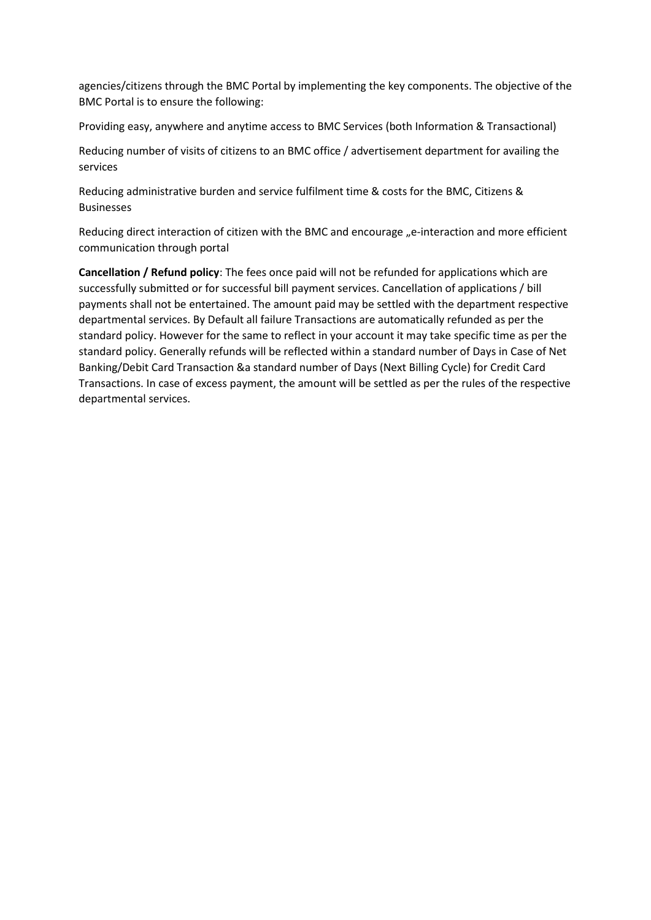agencies/citizens through the BMC Portal by implementing the key components. The objective of the BMC Portal is to ensure the following:

Providing easy, anywhere and anytime access to BMC Services (both Information & Transactional)

Reducing number of visits of citizens to an BMC office / advertisement department for availing the services

Reducing administrative burden and service fulfilment time & costs for the BMC, Citizens & Businesses

Reducing direct interaction of citizen with the BMC and encourage „e-interaction and more efficient communication through portal

**Cancellation / Refund policy**: The fees once paid will not be refunded for applications which are successfully submitted or for successful bill payment services. Cancellation of applications / bill payments shall not be entertained. The amount paid may be settled with the department respective departmental services. By Default all failure Transactions are automatically refunded as per the standard policy. However for the same to reflect in your account it may take specific time as per the standard policy. Generally refunds will be reflected within a standard number of Days in Case of Net Banking/Debit Card Transaction &a standard number of Days (Next Billing Cycle) for Credit Card Transactions. In case of excess payment, the amount will be settled as per the rules of the respective departmental services.